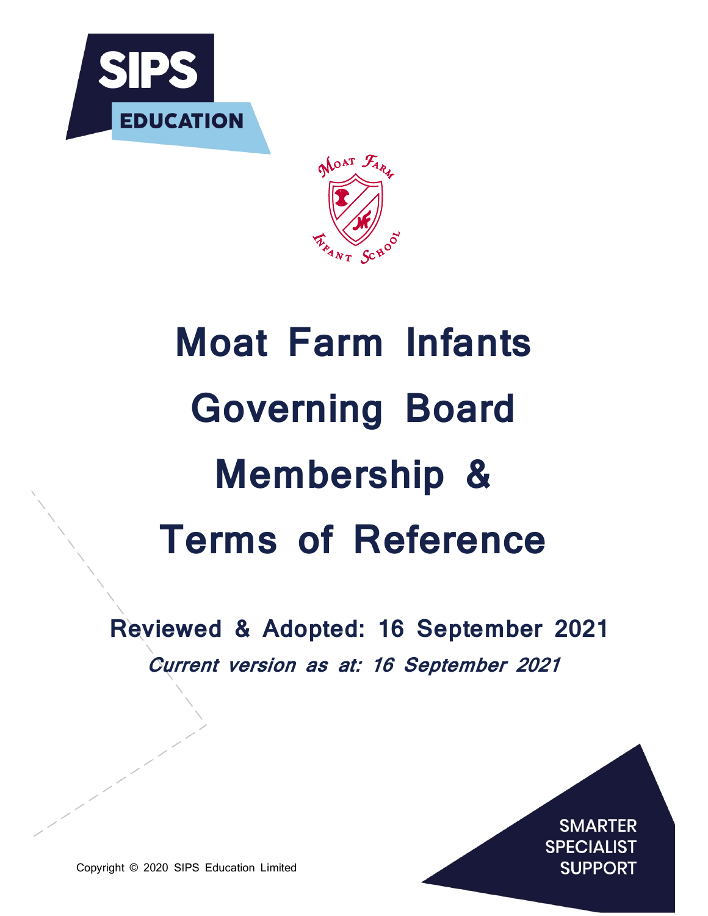SIPS EDUCATION

MOAT FARM INFANT SCHOOL

# Moat Farm Infants Governing Board Membership & Terms of Reference

**Reviewed & Adopted: 16 September 2021**

***Current version as at: 16 September 2021***

Copyright © 2020 SIPS Education Limited

SMARTER SPECIALIST SUPPORT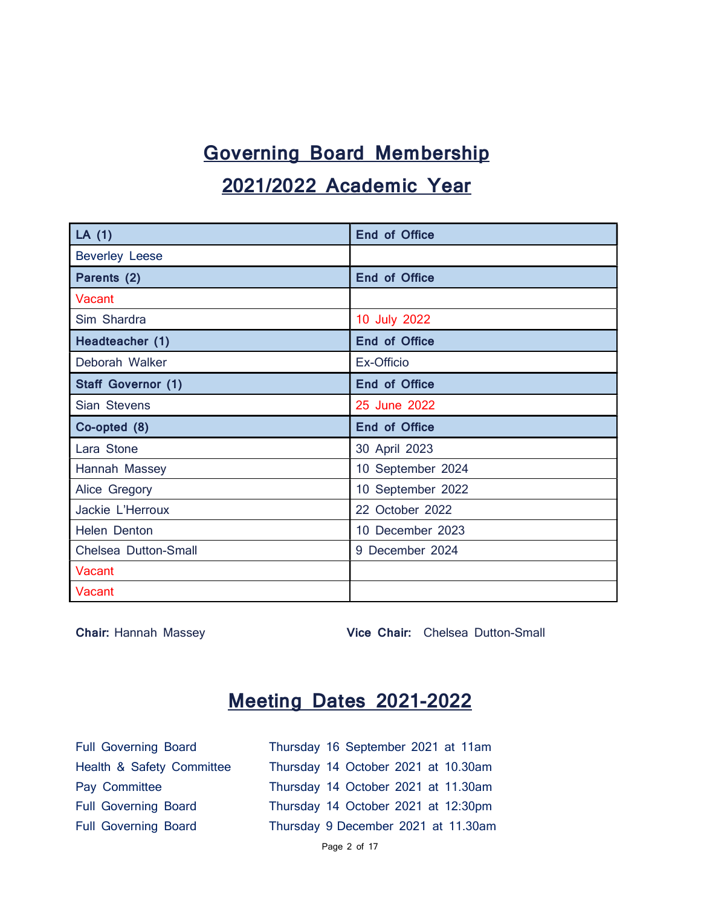# Governing Board Membership

## 2021/2022 Academic Year

| LA (1) | End of Office |
|---|---|
| Beverley Leese | |
| **Parents (2)** | **End of Office** |
| Vacant | |
| Sim Shardra | 10 July 2022 |
| **Headteacher (1)** | **End of Office** |
| Deborah Walker | Ex-Officio |
| **Staff Governor (1)** | **End of Office** |
| Sian Stevens | 25 June 2022 |
| **Co-opted (8)** | **End of Office** |
| Lara Stone | 30 April 2023 |
| Hannah Massey | 10 September 2024 |
| Alice Gregory | 10 September 2022 |
| Jackie L'Herroux | 22 October 2022 |
| Helen Denton | 10 December 2023 |
| Chelsea Dutton-Small | 9 December 2024 |
| Vacant | |
| Vacant | |

**Chair:** Hannah Massey **Vice Chair:** Chelsea Dutton-Small

# Meeting Dates 2021-2022

| | |
|---|---|
| Full Governing Board | Thursday 16 September 2021 at 11am |
| Health & Safety Committee | Thursday 14 October 2021 at 10.30am |
| Pay Committee | Thursday 14 October 2021 at 11.30am |
| Full Governing Board | Thursday 14 October 2021 at 12:30pm |
| Full Governing Board | Thursday 9 December 2021 at 11.30am |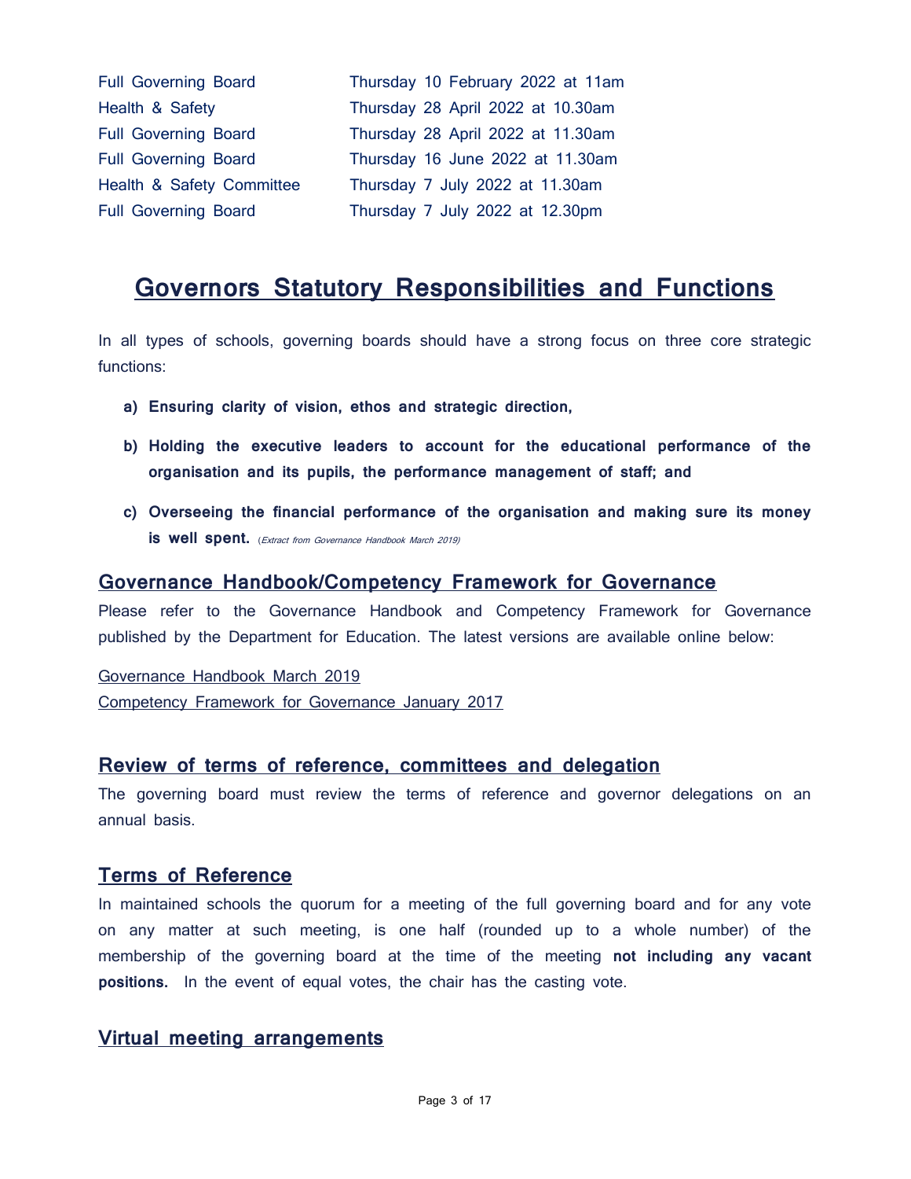| | |
|---|---|
| Full Governing Board | Thursday 10 February 2022 at 11am |
| Health & Safety | Thursday 28 April 2022 at 10.30am |
| Full Governing Board | Thursday 28 April 2022 at 11.30am |
| Full Governing Board | Thursday 16 June 2022 at 11.30am |
| Health & Safety Committee | Thursday 7 July 2022 at 11.30am |
| Full Governing Board | Thursday 7 July 2022 at 12.30pm |

# Governors Statutory Responsibilities and Functions

In all types of schools, governing boards should have a strong focus on three core strategic functions:

a) **Ensuring clarity of vision, ethos and strategic direction,**

b) **Holding the executive leaders to account for the educational performance of the organisation and its pupils, the performance management of staff; and**

c) **Overseeing the financial performance of the organisation and making sure its money is well spent.** (*Extract from Governance Handbook March 2019*)

## Governance Handbook/Competency Framework for Governance

Please refer to the Governance Handbook and Competency Framework for Governance published by the Department for Education. The latest versions are available online below:

Governance Handbook March 2019
Competency Framework for Governance January 2017

## Review of terms of reference, committees and delegation

The governing board must review the terms of reference and governor delegations on an annual basis.

## Terms of Reference

In maintained schools the quorum for a meeting of the full governing board and for any vote on any matter at such meeting, is one half (rounded up to a whole number) of the membership of the governing board at the time of the meeting **not including any vacant positions.** In the event of equal votes, the chair has the casting vote.

## Virtual meeting arrangements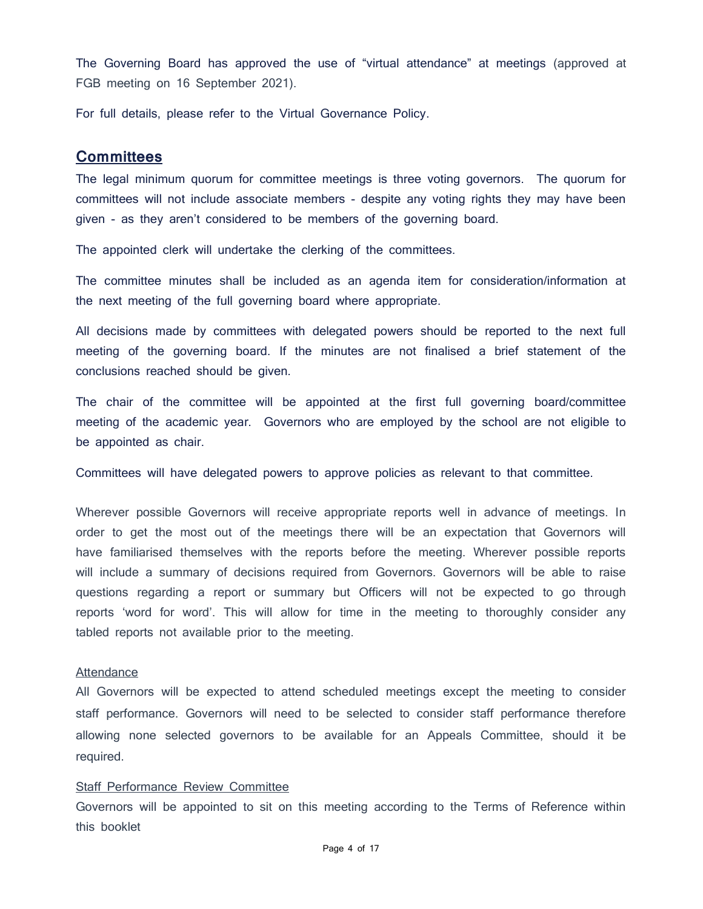The Governing Board has approved the use of "virtual attendance" at meetings (approved at FGB meeting on 16 September 2021).

For full details, please refer to the Virtual Governance Policy.

## Committees

The legal minimum quorum for committee meetings is three voting governors. The quorum for committees will not include associate members - despite any voting rights they may have been given - as they aren't considered to be members of the governing board.

The appointed clerk will undertake the clerking of the committees.

The committee minutes shall be included as an agenda item for consideration/information at the next meeting of the full governing board where appropriate.

All decisions made by committees with delegated powers should be reported to the next full meeting of the governing board. If the minutes are not finalised a brief statement of the conclusions reached should be given.

The chair of the committee will be appointed at the first full governing board/committee meeting of the academic year. Governors who are employed by the school are not eligible to be appointed as chair.

Committees will have delegated powers to approve policies as relevant to that committee.

Wherever possible Governors will receive appropriate reports well in advance of meetings. In order to get the most out of the meetings there will be an expectation that Governors will have familiarised themselves with the reports before the meeting. Wherever possible reports will include a summary of decisions required from Governors. Governors will be able to raise questions regarding a report or summary but Officers will not be expected to go through reports 'word for word'. This will allow for time in the meeting to thoroughly consider any tabled reports not available prior to the meeting.

### Attendance

All Governors will be expected to attend scheduled meetings except the meeting to consider staff performance. Governors will need to be selected to consider staff performance therefore allowing none selected governors to be available for an Appeals Committee, should it be required.

### Staff Performance Review Committee

Governors will be appointed to sit on this meeting according to the Terms of Reference within this booklet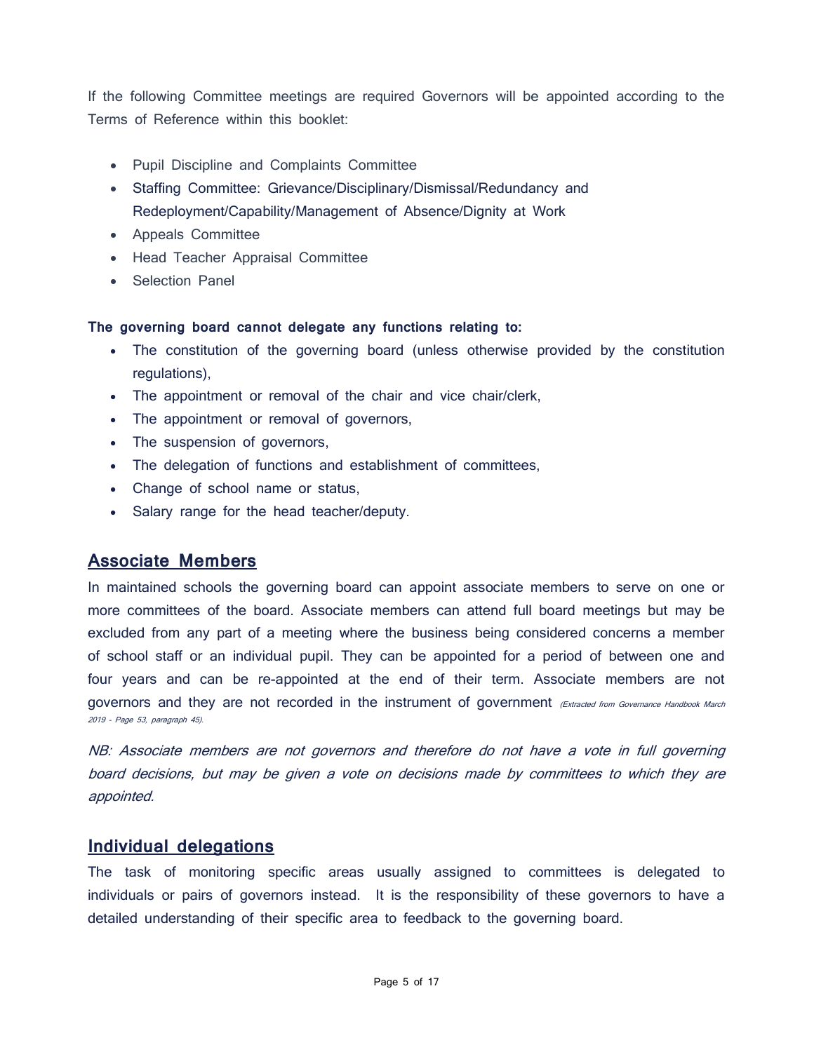If the following Committee meetings are required Governors will be appointed according to the Terms of Reference within this booklet:

- Pupil Discipline and Complaints Committee
- Staffing Committee: Grievance/Disciplinary/Dismissal/Redundancy and Redeployment/Capability/Management of Absence/Dignity at Work
- Appeals Committee
- Head Teacher Appraisal Committee
- Selection Panel

**The governing board cannot delegate any functions relating to:**

- The constitution of the governing board (unless otherwise provided by the constitution regulations),
- The appointment or removal of the chair and vice chair/clerk,
- The appointment or removal of governors,
- The suspension of governors,
- The delegation of functions and establishment of committees,
- Change of school name or status,
- Salary range for the head teacher/deputy.

## Associate Members

In maintained schools the governing board can appoint associate members to serve on one or more committees of the board. Associate members can attend full board meetings but may be excluded from any part of a meeting where the business being considered concerns a member of school staff or an individual pupil. They can be appointed for a period of between one and four years and can be re-appointed at the end of their term. Associate members are not governors and they are not recorded in the instrument of government *(Extracted from Governance Handbook March 2019 - Page 53, paragraph 45).*

*NB: Associate members are not governors and therefore do not have a vote in full governing board decisions, but may be given a vote on decisions made by committees to which they are appointed.*

## Individual delegations

The task of monitoring specific areas usually assigned to committees is delegated to individuals or pairs of governors instead. It is the responsibility of these governors to have a detailed understanding of their specific area to feedback to the governing board.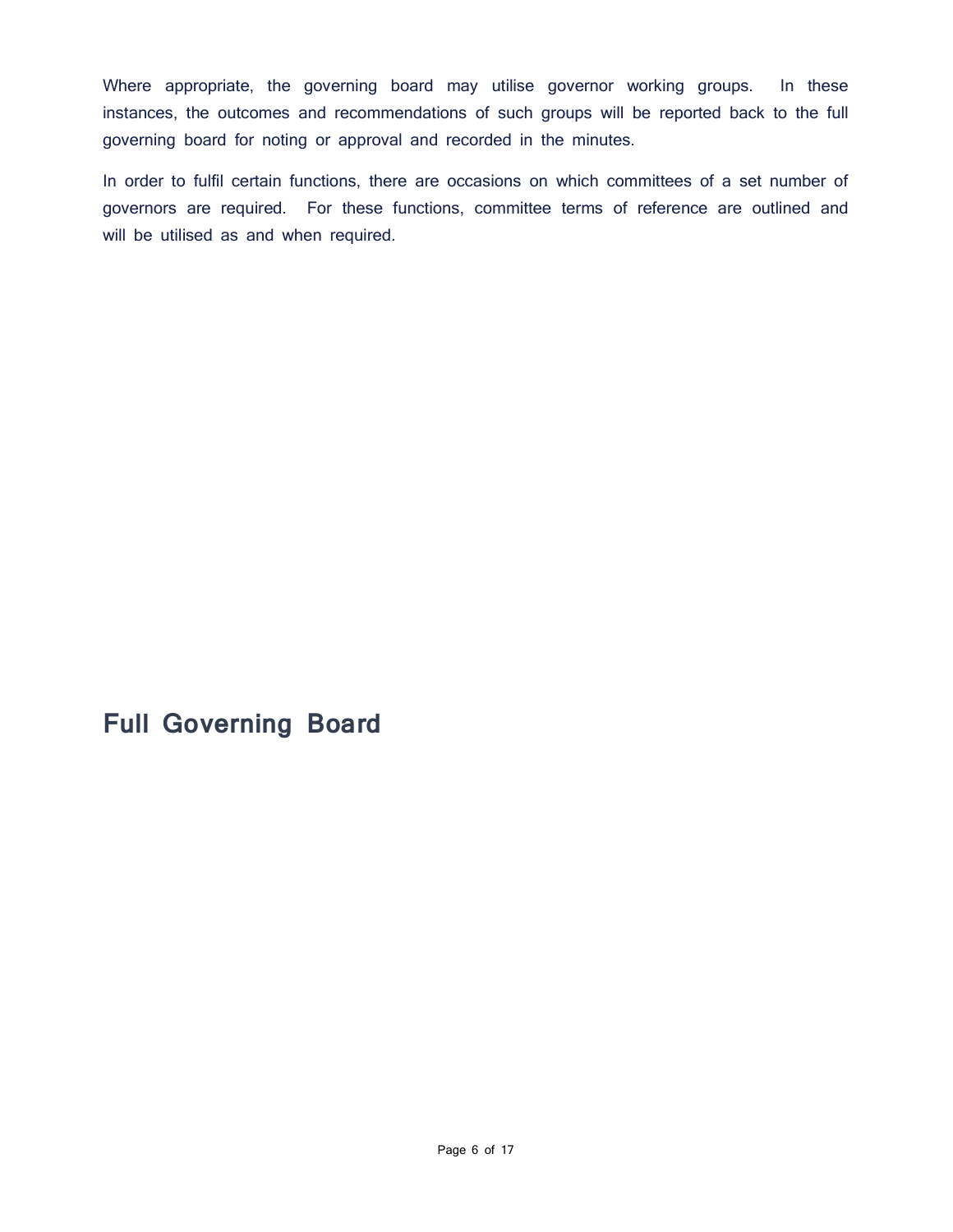Where appropriate, the governing board may utilise governor working groups. In these instances, the outcomes and recommendations of such groups will be reported back to the full governing board for noting or approval and recorded in the minutes.

In order to fulfil certain functions, there are occasions on which committees of a set number of governors are required. For these functions, committee terms of reference are outlined and will be utilised as and when required.

## Full Governing Board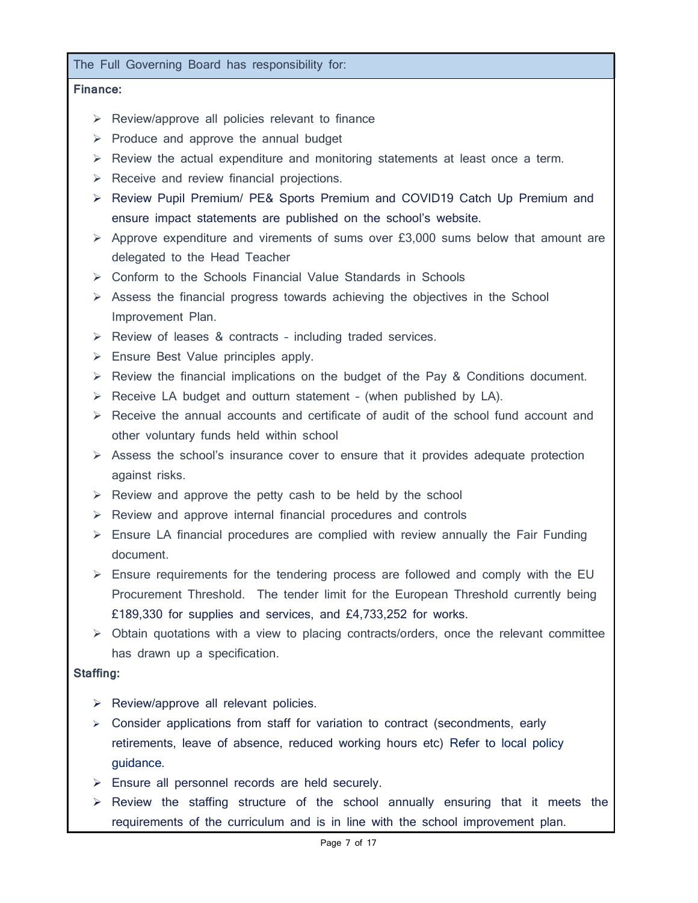The Full Governing Board has responsibility for:

**Finance:**

- Review/approve all policies relevant to finance
- Produce and approve the annual budget
- Review the actual expenditure and monitoring statements at least once a term.
- Receive and review financial projections.
- Review Pupil Premium/ PE& Sports Premium and COVID19 Catch Up Premium and ensure impact statements are published on the school's website.
- Approve expenditure and virements of sums over £3,000 sums below that amount are delegated to the Head Teacher
- Conform to the Schools Financial Value Standards in Schools
- Assess the financial progress towards achieving the objectives in the School Improvement Plan.
- Review of leases & contracts – including traded services.
- Ensure Best Value principles apply.
- Review the financial implications on the budget of the Pay & Conditions document.
- Receive LA budget and outturn statement – (when published by LA).
- Receive the annual accounts and certificate of audit of the school fund account and other voluntary funds held within school
- Assess the school's insurance cover to ensure that it provides adequate protection against risks.
- Review and approve the petty cash to be held by the school
- Review and approve internal financial procedures and controls
- Ensure LA financial procedures are complied with review annually the Fair Funding document.
- Ensure requirements for the tendering process are followed and comply with the EU Procurement Threshold. The tender limit for the European Threshold currently being £189,330 for supplies and services, and £4,733,252 for works.
- Obtain quotations with a view to placing contracts/orders, once the relevant committee has drawn up a specification.

**Staffing:**

- Review/approve all relevant policies.
- Consider applications from staff for variation to contract (secondments, early retirements, leave of absence, reduced working hours etc) Refer to local policy guidance.
- Ensure all personnel records are held securely.
- Review the staffing structure of the school annually ensuring that it meets the requirements of the curriculum and is in line with the school improvement plan.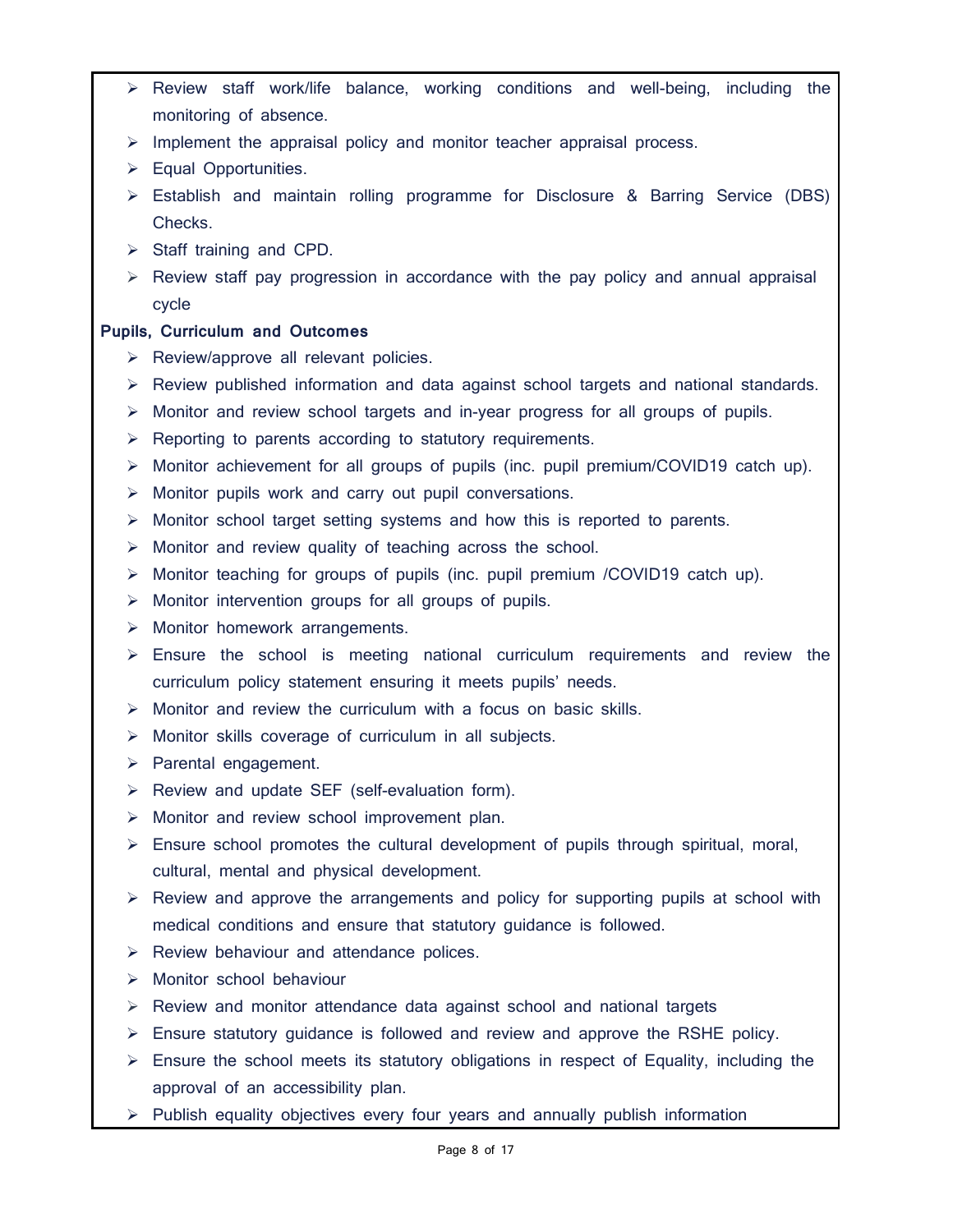- Review staff work/life balance, working conditions and well-being, including the monitoring of absence.
- Implement the appraisal policy and monitor teacher appraisal process.
- Equal Opportunities.
- Establish and maintain rolling programme for Disclosure & Barring Service (DBS) Checks.
- Staff training and CPD.
- Review staff pay progression in accordance with the pay policy and annual appraisal cycle

**Pupils, Curriculum and Outcomes**

- Review/approve all relevant policies.
- Review published information and data against school targets and national standards.
- Monitor and review school targets and in-year progress for all groups of pupils.
- Reporting to parents according to statutory requirements.
- Monitor achievement for all groups of pupils (inc. pupil premium/COVID19 catch up).
- Monitor pupils work and carry out pupil conversations.
- Monitor school target setting systems and how this is reported to parents.
- Monitor and review quality of teaching across the school.
- Monitor teaching for groups of pupils (inc. pupil premium /COVID19 catch up).
- Monitor intervention groups for all groups of pupils.
- Monitor homework arrangements.
- Ensure the school is meeting national curriculum requirements and review the curriculum policy statement ensuring it meets pupils' needs.
- Monitor and review the curriculum with a focus on basic skills.
- Monitor skills coverage of curriculum in all subjects.
- Parental engagement.
- Review and update SEF (self-evaluation form).
- Monitor and review school improvement plan.
- Ensure school promotes the cultural development of pupils through spiritual, moral, cultural, mental and physical development.
- Review and approve the arrangements and policy for supporting pupils at school with medical conditions and ensure that statutory guidance is followed.
- Review behaviour and attendance polices.
- Monitor school behaviour
- Review and monitor attendance data against school and national targets
- Ensure statutory guidance is followed and review and approve the RSHE policy.
- Ensure the school meets its statutory obligations in respect of Equality, including the approval of an accessibility plan.
- Publish equality objectives every four years and annually publish information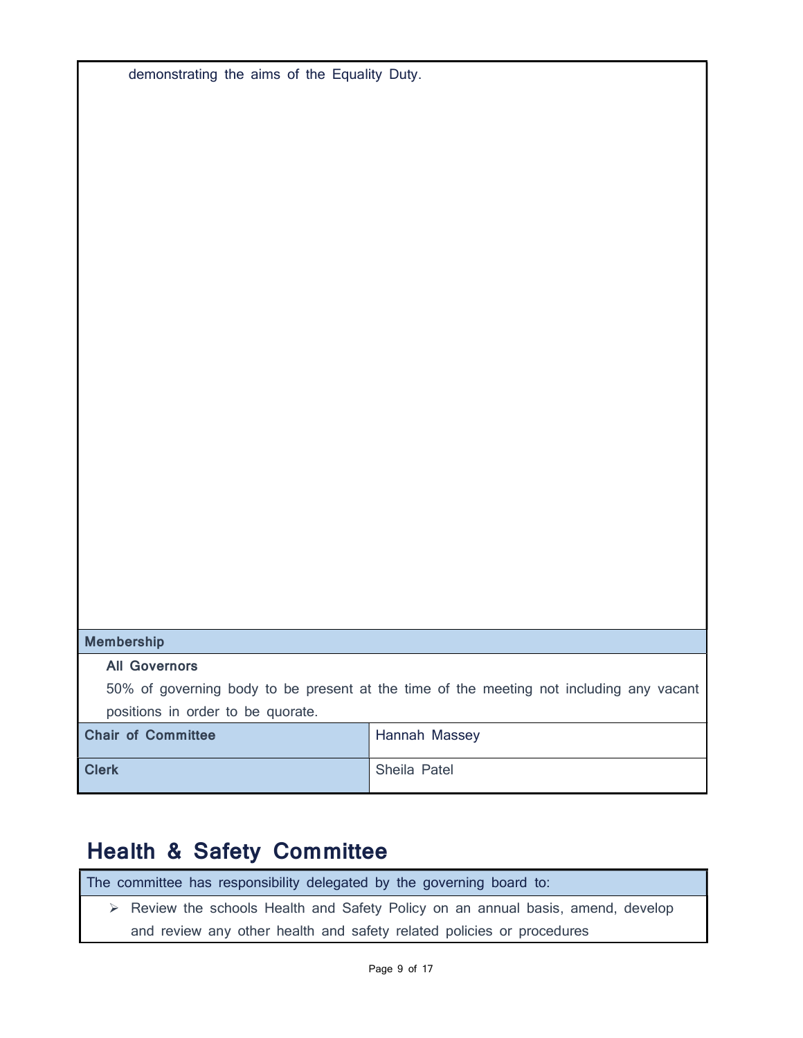demonstrating the aims of the Equality Duty.

| Membership | |
|---|---|
| **All Governors**<br>50% of governing body to be present at the time of the meeting not including any vacant positions in order to be quorate. | |
| **Chair of Committee** | Hannah Massey |
| **Clerk** | Sheila Patel |

## Health & Safety Committee

| The committee has responsibility delegated by the governing board to: |
|---|
| ➢ Review the schools Health and Safety Policy on an annual basis, amend, develop and review any other health and safety related policies or procedures |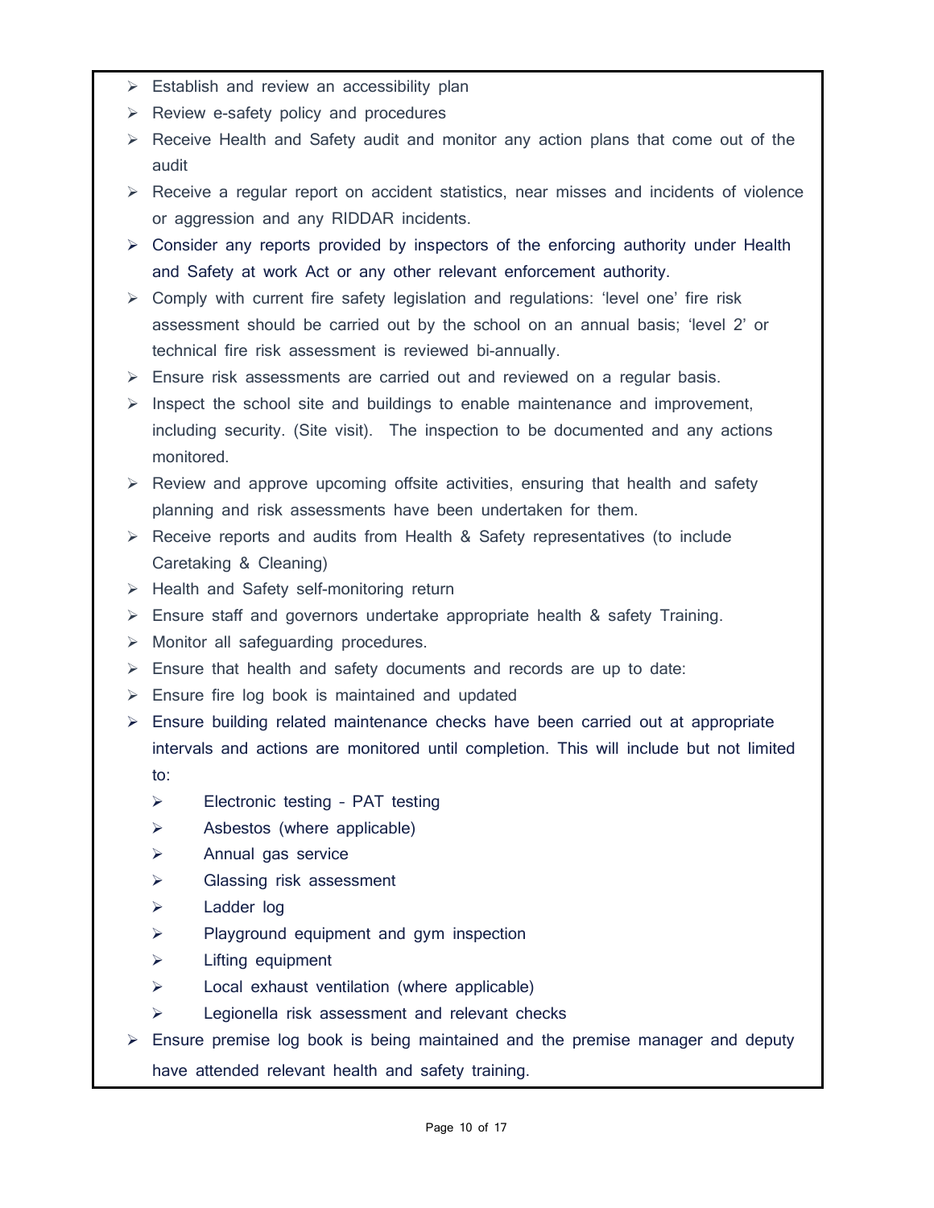- Establish and review an accessibility plan
- Review e-safety policy and procedures
- Receive Health and Safety audit and monitor any action plans that come out of the audit
- Receive a regular report on accident statistics, near misses and incidents of violence or aggression and any RIDDAR incidents.
- Consider any reports provided by inspectors of the enforcing authority under Health and Safety at work Act or any other relevant enforcement authority.
- Comply with current fire safety legislation and regulations: 'level one' fire risk assessment should be carried out by the school on an annual basis; 'level 2' or technical fire risk assessment is reviewed bi-annually.
- Ensure risk assessments are carried out and reviewed on a regular basis.
- Inspect the school site and buildings to enable maintenance and improvement, including security. (Site visit). The inspection to be documented and any actions monitored.
- Review and approve upcoming offsite activities, ensuring that health and safety planning and risk assessments have been undertaken for them.
- Receive reports and audits from Health & Safety representatives (to include Caretaking & Cleaning)
- Health and Safety self-monitoring return
- Ensure staff and governors undertake appropriate health & safety Training.
- Monitor all safeguarding procedures.
- Ensure that health and safety documents and records are up to date:
- Ensure fire log book is maintained and updated
- Ensure building related maintenance checks have been carried out at appropriate intervals and actions are monitored until completion. This will include but not limited to:
  - Electronic testing – PAT testing
  - Asbestos (where applicable)
  - Annual gas service
  - Glassing risk assessment
  - Ladder log
  - Playground equipment and gym inspection
  - Lifting equipment
  - Local exhaust ventilation (where applicable)
  - Legionella risk assessment and relevant checks
- Ensure premise log book is being maintained and the premise manager and deputy have attended relevant health and safety training.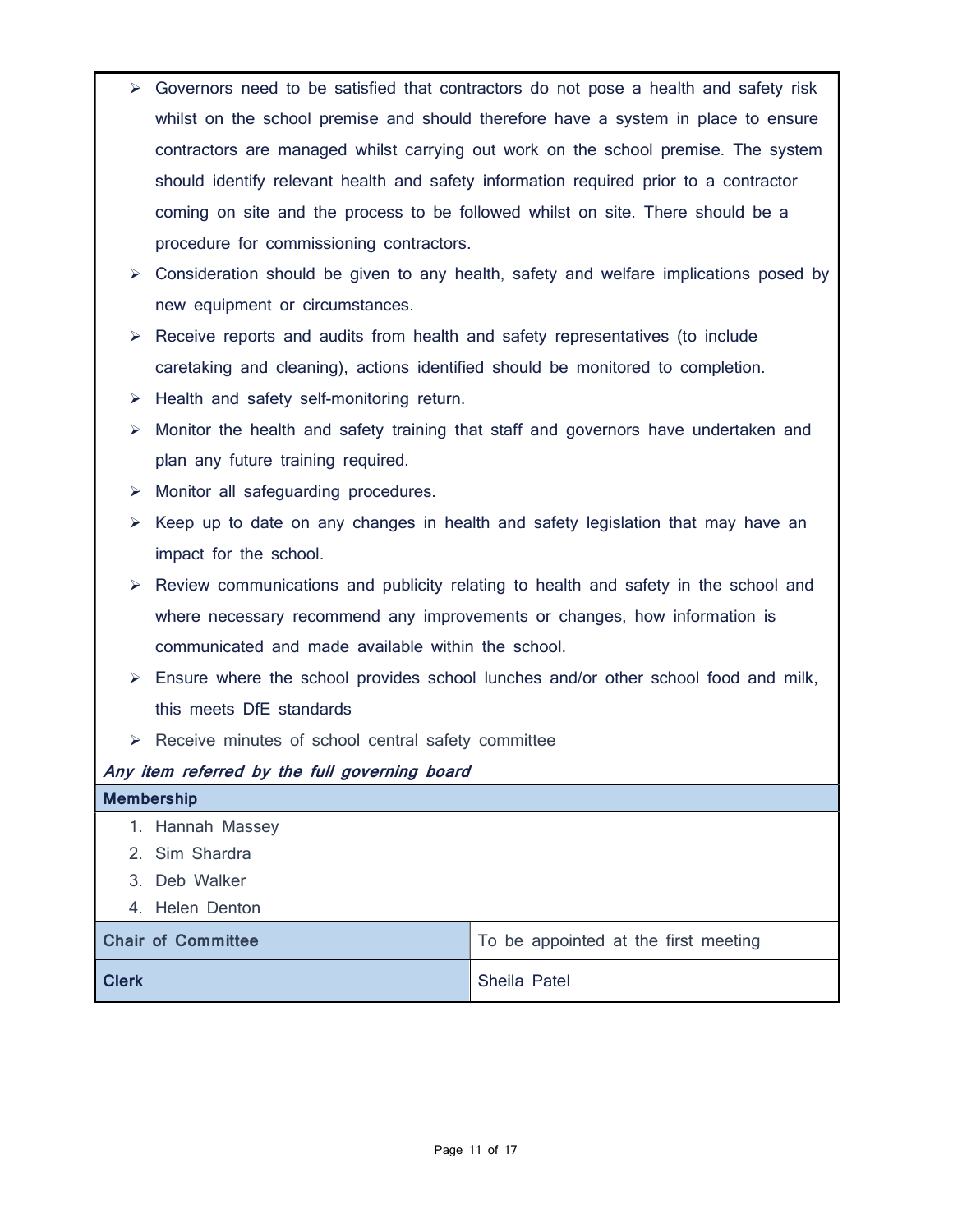- Governors need to be satisfied that contractors do not pose a health and safety risk whilst on the school premise and should therefore have a system in place to ensure contractors are managed whilst carrying out work on the school premise. The system should identify relevant health and safety information required prior to a contractor coming on site and the process to be followed whilst on site. There should be a procedure for commissioning contractors.
- Consideration should be given to any health, safety and welfare implications posed by new equipment or circumstances.
- Receive reports and audits from health and safety representatives (to include caretaking and cleaning), actions identified should be monitored to completion.
- Health and safety self-monitoring return.
- Monitor the health and safety training that staff and governors have undertaken and plan any future training required.
- Monitor all safeguarding procedures.
- Keep up to date on any changes in health and safety legislation that may have an impact for the school.
- Review communications and publicity relating to health and safety in the school and where necessary recommend any improvements or changes, how information is communicated and made available within the school.
- Ensure where the school provides school lunches and/or other school food and milk, this meets DfE standards
- Receive minutes of school central safety committee

***Any item referred by the full governing board***

**Membership**

1. Hannah Massey
2. Sim Shardra
3. Deb Walker
4. Helen Denton

| **Chair of Committee** | To be appointed at the first meeting |
|---|---|
| **Clerk** | Sheila Patel |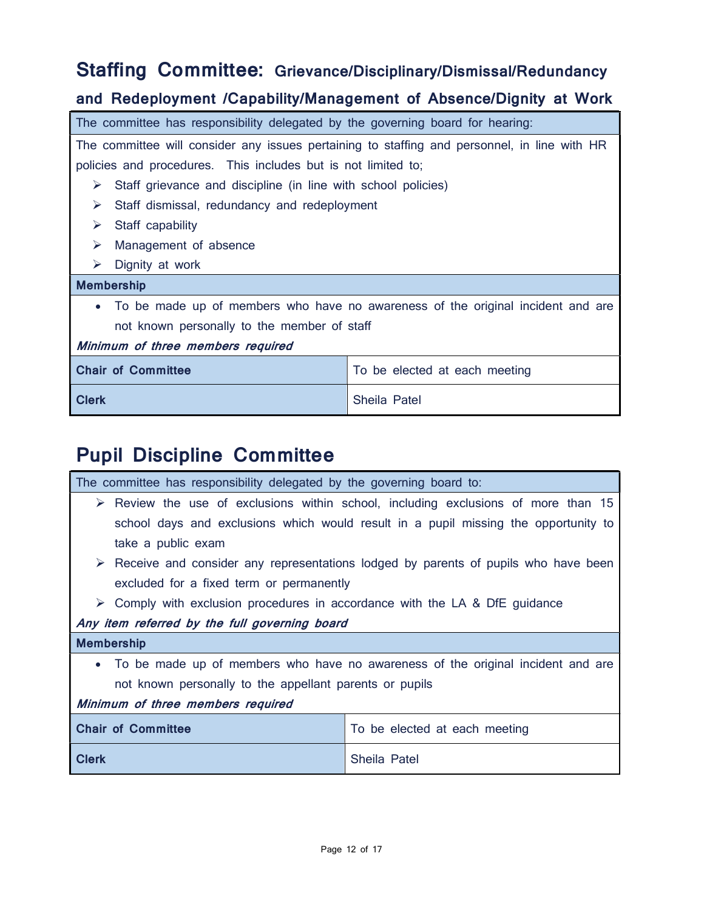## **Staffing Committee:** Grievance/Disciplinary/Dismissal/Redundancy and Redeployment /Capability/Management of Absence/Dignity at Work

The committee has responsibility delegated by the governing board for hearing:

The committee will consider any issues pertaining to staffing and personnel, in line with HR policies and procedures. This includes but is not limited to;

- Staff grievance and discipline (in line with school policies)
- Staff dismissal, redundancy and redeployment
- Staff capability
- Management of absence
- Dignity at work

**Membership**

- To be made up of members who have no awareness of the original incident and are not known personally to the member of staff

***Minimum of three members required***

| | |
|---|---|
| **Chair of Committee** | To be elected at each meeting |
| **Clerk** | Sheila Patel |

## Pupil Discipline Committee

The committee has responsibility delegated by the governing board to:

- Review the use of exclusions within school, including exclusions of more than 15 school days and exclusions which would result in a pupil missing the opportunity to take a public exam
- Receive and consider any representations lodged by parents of pupils who have been excluded for a fixed term or permanently
- Comply with exclusion procedures in accordance with the LA & DfE guidance

***Any item referred by the full governing board***

**Membership**

- To be made up of members who have no awareness of the original incident and are not known personally to the appellant parents or pupils

***Minimum of three members required***

| | |
|---|---|
| **Chair of Committee** | To be elected at each meeting |
| **Clerk** | Sheila Patel |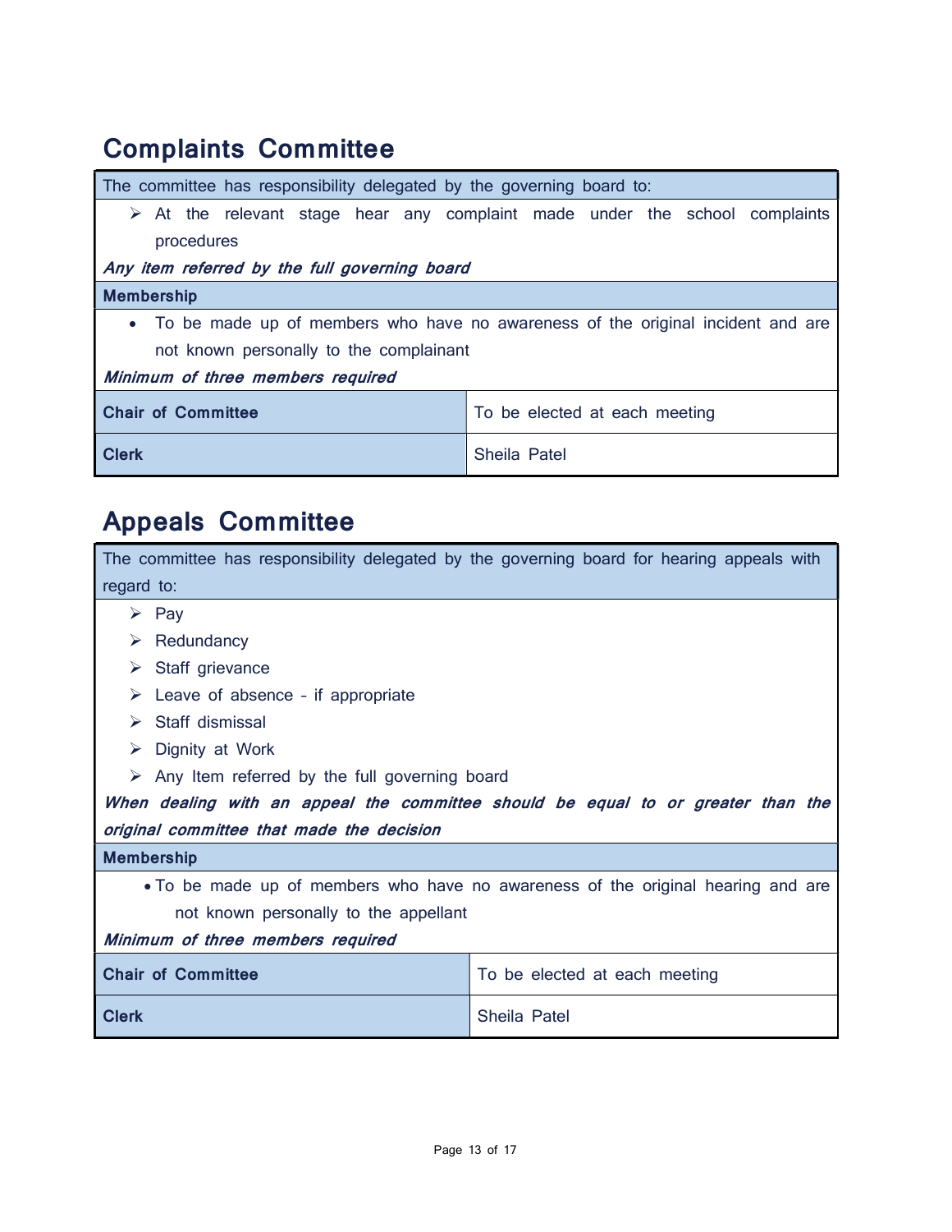## Complaints Committee

The committee has responsibility delegated by the governing board to:

- At the relevant stage hear any complaint made under the school complaints procedures

***Any item referred by the full governing board***

**Membership**

- To be made up of members who have no awareness of the original incident and are not known personally to the complainant

***Minimum of three members required***

| **Chair of Committee** | To be elected at each meeting |
|---|---|
| **Clerk** | Sheila Patel |

## Appeals Committee

The committee has responsibility delegated by the governing board for hearing appeals with regard to:

- Pay
- Redundancy
- Staff grievance
- Leave of absence - if appropriate
- Staff dismissal
- Dignity at Work
- Any Item referred by the full governing board

***When dealing with an appeal the committee should be equal to or greater than the original committee that made the decision***

**Membership**

- To be made up of members who have no awareness of the original hearing and are not known personally to the appellant

***Minimum of three members required***

| **Chair of Committee** | To be elected at each meeting |
|---|---|
| **Clerk** | Sheila Patel |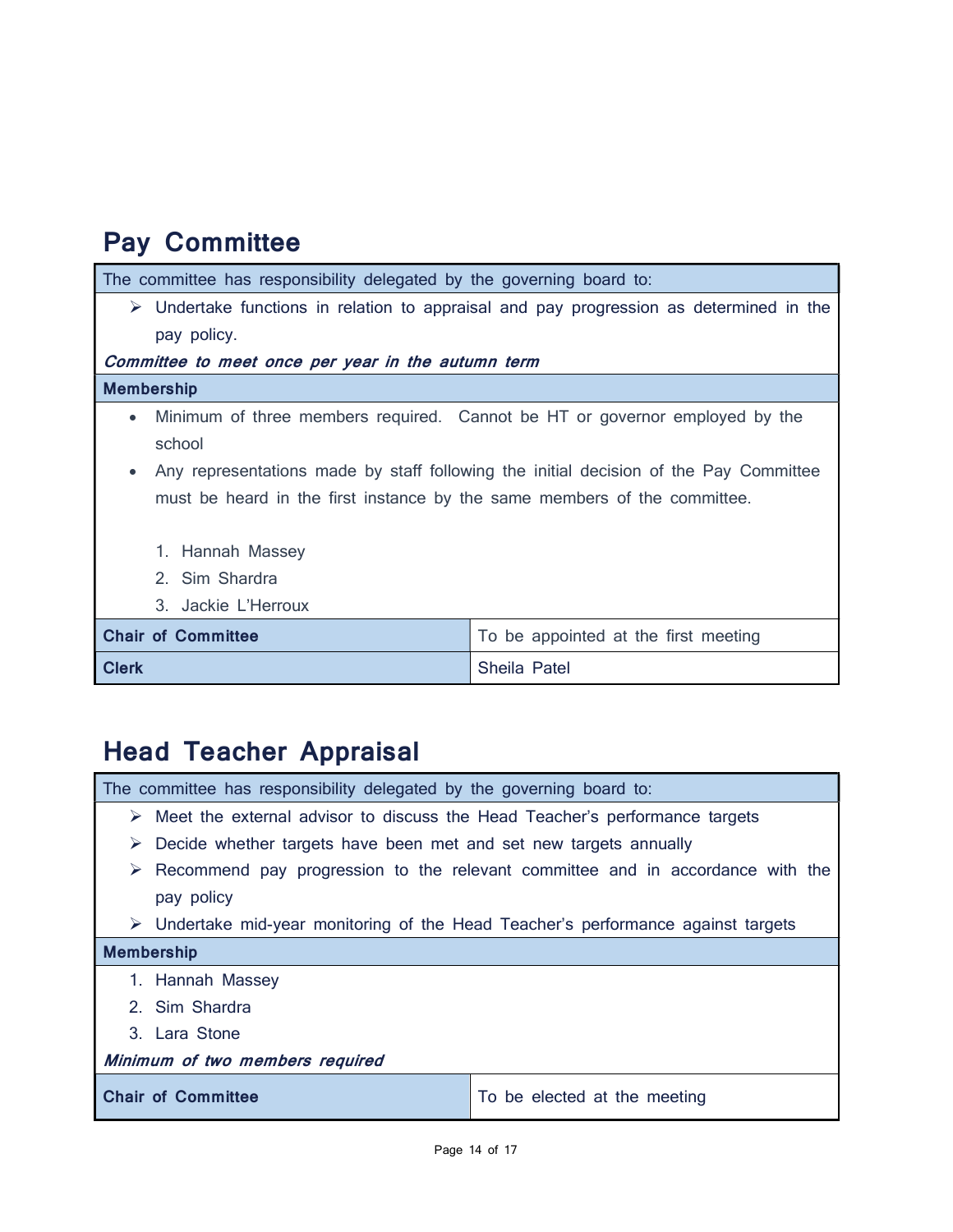## Pay Committee

The committee has responsibility delegated by the governing board to:

- ➢ Undertake functions in relation to appraisal and pay progression as determined in the pay policy.

***Committee to meet once per year in the autumn term***

**Membership**

- Minimum of three members required. Cannot be HT or governor employed by the school
- Any representations made by staff following the initial decision of the Pay Committee must be heard in the first instance by the same members of the committee.

1. Hannah Massey
2. Sim Shardra
3. Jackie L'Herroux

| | |
|---|---|
| **Chair of Committee** | To be appointed at the first meeting |
| **Clerk** | Sheila Patel |

## Head Teacher Appraisal

The committee has responsibility delegated by the governing board to:

- ➢ Meet the external advisor to discuss the Head Teacher's performance targets
- ➢ Decide whether targets have been met and set new targets annually
- ➢ Recommend pay progression to the relevant committee and in accordance with the pay policy
- ➢ Undertake mid-year monitoring of the Head Teacher's performance against targets

**Membership**

1. Hannah Massey
2. Sim Shardra
3. Lara Stone

***Minimum of two members required***

| | |
|---|---|
| **Chair of Committee** | To be elected at the meeting |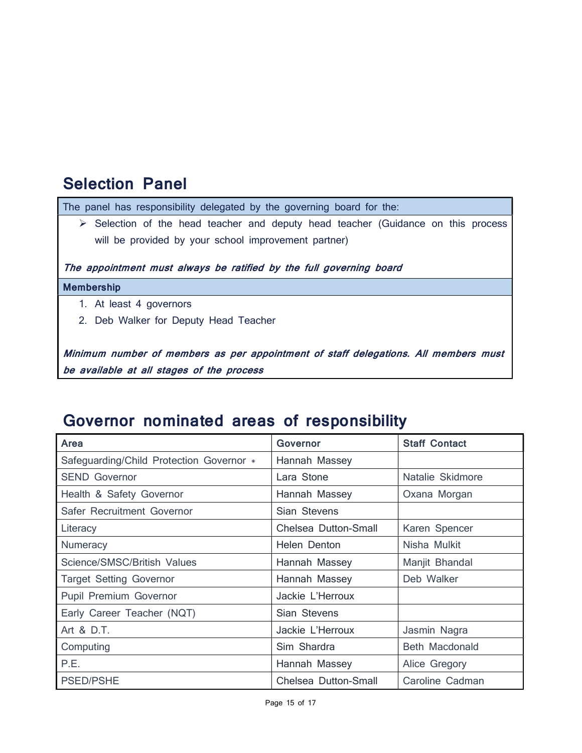## Selection Panel

| The panel has responsibility delegated by the governing board for the: |
|---|
| ➢ Selection of the head teacher and deputy head teacher (Guidance on this process will be provided by your school improvement partner)<br><br>***The appointment must always be ratified by the full governing board*** |
| **Membership** |
| 1. At least 4 governors<br>2. Deb Walker for Deputy Head Teacher<br><br>***Minimum number of members as per appointment of staff delegations. All members must be available at all stages of the process*** |

## Governor nominated areas of responsibility

| Area | Governor | Staff Contact |
|---|---|---|
| Safeguarding/Child Protection Governor * | Hannah Massey | |
| SEND Governor | Lara Stone | Natalie Skidmore |
| Health & Safety Governor | Hannah Massey | Oxana Morgan |
| Safer Recruitment Governor | Sian Stevens | |
| Literacy | Chelsea Dutton-Small | Karen Spencer |
| Numeracy | Helen Denton | Nisha Mulkit |
| Science/SMSC/British Values | Hannah Massey | Manjit Bhandal |
| Target Setting Governor | Hannah Massey | Deb Walker |
| Pupil Premium Governor | Jackie L'Herroux | |
| Early Career Teacher (NQT) | Sian Stevens | |
| Art & D.T. | Jackie L'Herroux | Jasmin Nagra |
| Computing | Sim Shardra | Beth Macdonald |
| P.E. | Hannah Massey | Alice Gregory |
| PSED/PSHE | Chelsea Dutton-Small | Caroline Cadman |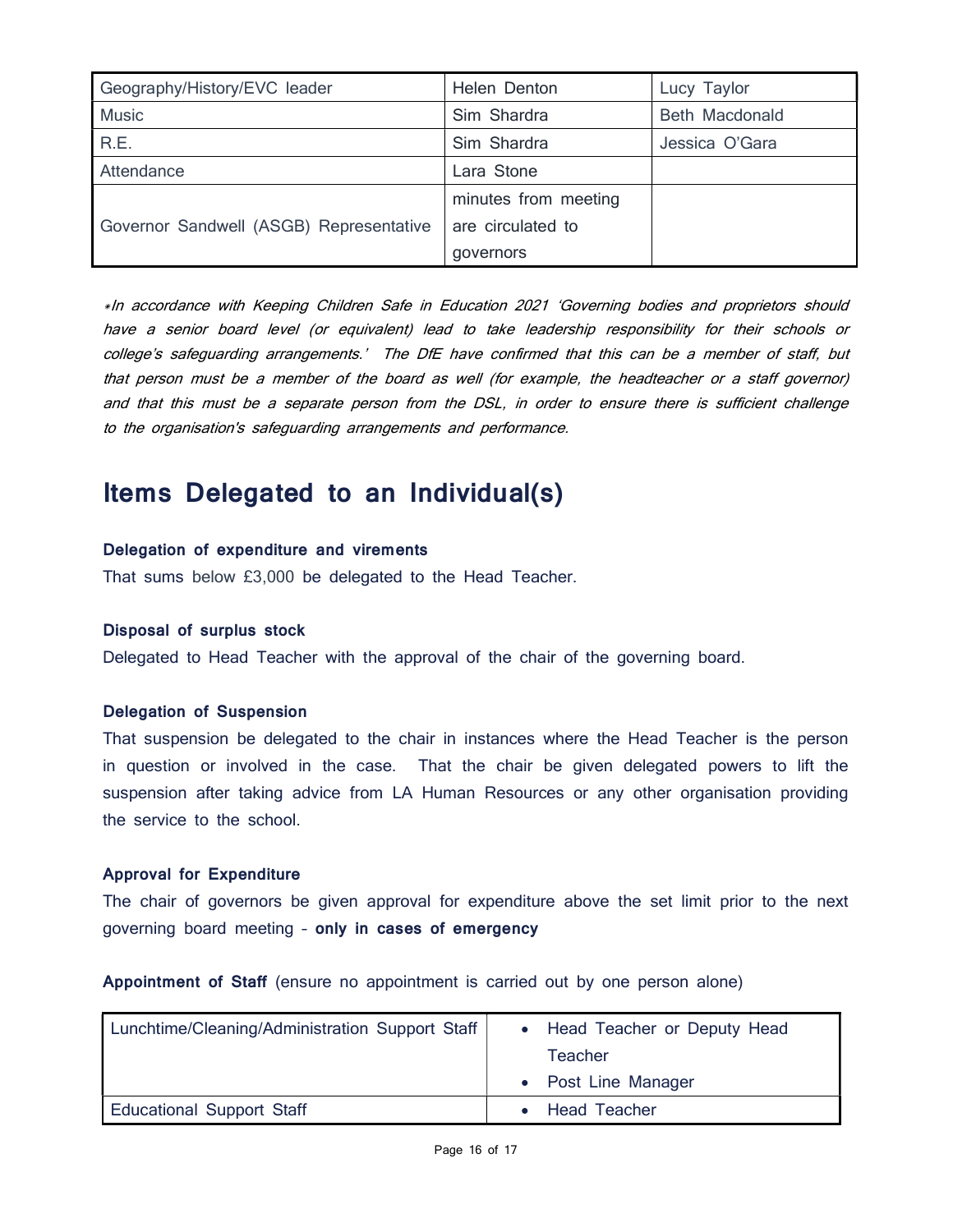| Geography/History/EVC leader | Helen Denton | Lucy Taylor |
|---|---|---|
| Music | Sim Shardra | Beth Macdonald |
| R.E. | Sim Shardra | Jessica O'Gara |
| Attendance | Lara Stone | |
| Governor Sandwell (ASGB) Representative | minutes from meeting are circulated to governors | |

*∗In accordance with Keeping Children Safe in Education 2021 'Governing bodies and proprietors should have a senior board level (or equivalent) lead to take leadership responsibility for their schools or college's safeguarding arrangements.' The DfE have confirmed that this can be a member of staff, but that person must be a member of the board as well (for example, the headteacher or a staff governor) and that this must be a separate person from the DSL, in order to ensure there is sufficient challenge to the organisation's safeguarding arrangements and performance.*

# Items Delegated to an Individual(s)

**Delegation of expenditure and virements**

That sums below £3,000 be delegated to the Head Teacher.

**Disposal of surplus stock**

Delegated to Head Teacher with the approval of the chair of the governing board.

**Delegation of Suspension**

That suspension be delegated to the chair in instances where the Head Teacher is the person in question or involved in the case. That the chair be given delegated powers to lift the suspension after taking advice from LA Human Resources or any other organisation providing the service to the school.

**Approval for Expenditure**

The chair of governors be given approval for expenditure above the set limit prior to the next governing board meeting – **only in cases of emergency**

**Appointment of Staff** (ensure no appointment is carried out by one person alone)

| Lunchtime/Cleaning/Administration Support Staff | • Head Teacher or Deputy Head Teacher<br>• Post Line Manager |
|---|---|
| Educational Support Staff | • Head Teacher |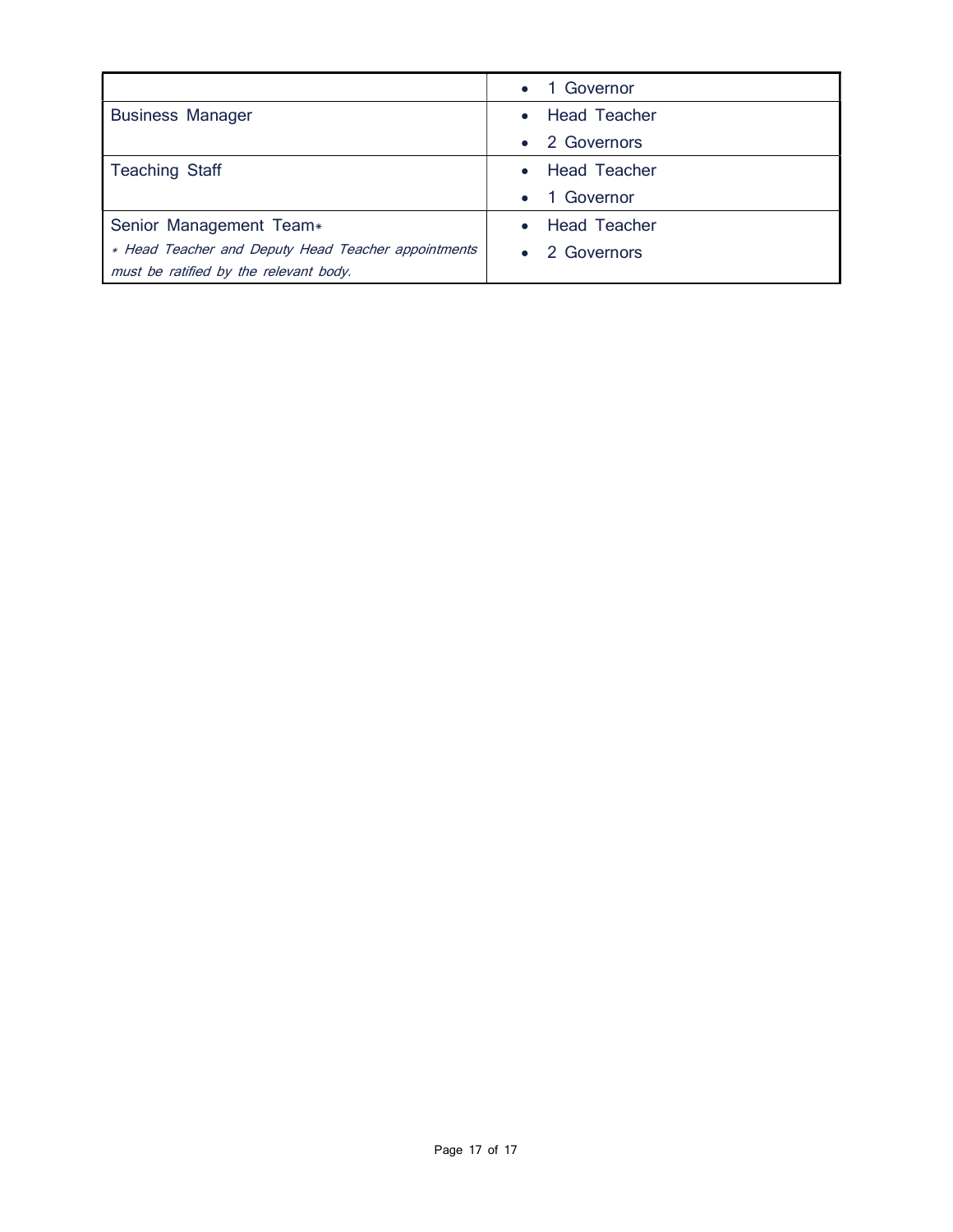| | |
|---|---|
| | • 1 Governor |
| Business Manager | • Head Teacher<br>• 2 Governors |
| Teaching Staff | • Head Teacher<br>• 1 Governor |
| Senior Management Team*<br>*\* Head Teacher and Deputy Head Teacher appointments must be ratified by the relevant body.* | • Head Teacher<br>• 2 Governors |